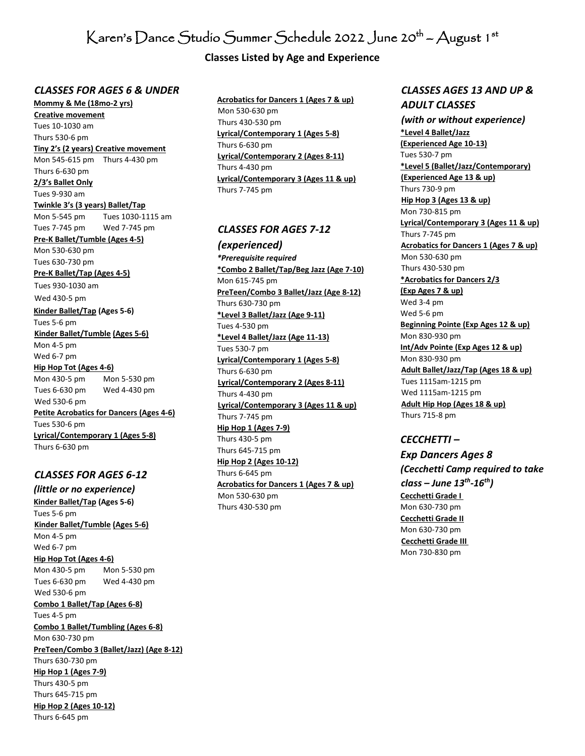# Karen's Dance Studio Summer Schedule 2022 June 20th – August 1st

**Classes Listed by Age and Experience**

## *CLASSES FOR AGES 6 & UNDER*

**Mommy & Me (18mo-2 yrs)**

**Creative movement**

Tues 10-1030 am

Thurs 530-6 pm

**Tiny 2's (2 years) Creative movement**

Mon 545-615 pm    Thurs 4-430 pm

Thurs 6-630 pm

**2/3's Ballet Only**

Tues 9-930 am

**Twinkle 3's (3 years) Ballet/Tap**

Mon 5-545 pm    Tues 1030-1115 am

Tues 7-745 pm    Wed 7-745 pm

**Pre-K Ballet/Tumble (Ages 4-5)**

Mon 530-630 pm

Tues 630-730 pm

**Pre-K Ballet/Tap (Ages 4-5)**

Tues 930-1030 am

Wed 430-5 pm

**Kinder Ballet/Tap (Ages 5-6)**

Tues 5-6 pm

**Kinder Ballet/Tumble (Ages 5-6)**

Mon 4-5 pm

Wed 6-7 pm

**Hip Hop Tot (Ages 4-6)**

Mon 430-5 pm    Mon 5-530 pm

Tues 6-630 pm    Wed 4-430 pm

Wed 530-6 pm

**Petite Acrobatics for Dancers (Ages 4-6)**

Tues 530-6 pm

**Lyrical/Contemporary 1 (Ages 5-8)**

Thurs 6-630 pm

## *CLASSES FOR AGES 6-12*

## *(little or no experience)*

**Kinder Ballet/Tap (Ages 5-6)**

Tues 5-6 pm

**Kinder Ballet/Tumble (Ages 5-6)**

Mon 4-5 pm

Wed 6-7 pm

**Hip Hop Tot (Ages 4-6)**

Mon 430-5 pm    Mon 5-530 pm

Tues 6-630 pm    Wed 4-430 pm

Wed 530-6 pm

**Combo 1 Ballet/Tap (Ages 6-8)**

Tues 4-5 pm

**Combo 1 Ballet/Tumbling (Ages 6-8)**

Mon 630-730 pm

**PreTeen/Combo 3 (Ballet/Jazz) (Age 8-12)**

Thurs 630-730 pm

**Hip Hop 1 (Ages 7-9)**

Thurs 430-5 pm

Thurs 645-715 pm

**Hip Hop 2 (Ages 10-12)**

Thurs 6-645 pm

**Acrobatics for Dancers 1 (Ages 7 & up)**

Mon 530-630 pm

Thurs 430-530 pm

**Lyrical/Contemporary 1 (Ages 5-8)**

Thurs 6-630 pm

**Lyrical/Contemporary 2 (Ages 8-11)**

Thurs 4-430 pm

**Lyrical/Contemporary 3 (Ages 11 & up)**

Thurs 7-745 pm

## *CLASSES FOR AGES 7-12*

## *(experienced)*

***Prerequisite required***

***Combo 2 Ballet/Tap/Beg Jazz (Age 7-10)**

Mon 615-745 pm

**PreTeen/Combo 3 Ballet/Jazz (Age 8-12)**

Thurs 630-730 pm

***Level 3 Ballet/Jazz (Age 9-11)**

Tues 4-530 pm

***Level 4 Ballet/Jazz (Age 11-13)**

Tues 530-7 pm

**Lyrical/Contemporary 1 (Ages 5-8)**

Thurs 6-630 pm

**Lyrical/Contemporary 2 (Ages 8-11)**

Thurs 4-430 pm

**Lyrical/Contemporary 3 (Ages 11 & up)**

Thurs 7-745 pm

**Hip Hop 1 (Ages 7-9)**

Thurs 430-5 pm

Thurs 645-715 pm

**Hip Hop 2 (Ages 10-12)**

Thurs 6-645 pm

**Acrobatics for Dancers 1 (Ages 7 & up)**

Mon 530-630 pm

Thurs 430-530 pm

## *CLASSES AGES 13 AND UP & ADULT CLASSES*

## *(with or without experience)*

***Level 4 Ballet/Jazz (Experienced Age 10-13)**

Tues 530-7 pm

***Level 5 (Ballet/Jazz/Contemporary) (Experienced Age 13 & up)**

Thurs 730-9 pm

**Hip Hop 3 (Ages 13 & up)**

Mon 730-815 pm

**Lyrical/Contemporary 3 (Ages 11 & up)**

Thurs 7-745 pm

**Acrobatics for Dancers 1 (Ages 7 & up)**

Mon 530-630 pm

Thurs 430-530 pm

***Acrobatics for Dancers 2/3 (Exp Ages 7 & up)**

Wed 3-4 pm

Wed 5-6 pm

**Beginning Pointe (Exp Ages 12 & up)**

Mon 830-930 pm

**Int/Adv Pointe (Exp Ages 12 & up)**

Mon 830-930 pm

**Adult Ballet/Jazz/Tap (Ages 18 & up)**

Tues 1115am-1215 pm

Wed 1115am-1215 pm

**Adult Hip Hop (Ages 18 & up)**

Thurs 715-8 pm

## *CECCHETTI – Exp Dancers Ages 8*

## *(Cecchetti Camp required to take class – June 13th-16th)*

**Cecchetti Grade I**

Mon 630-730 pm

**Cecchetti Grade II**

Mon 630-730 pm

**Cecchetti Grade III**

Mon 730-830 pm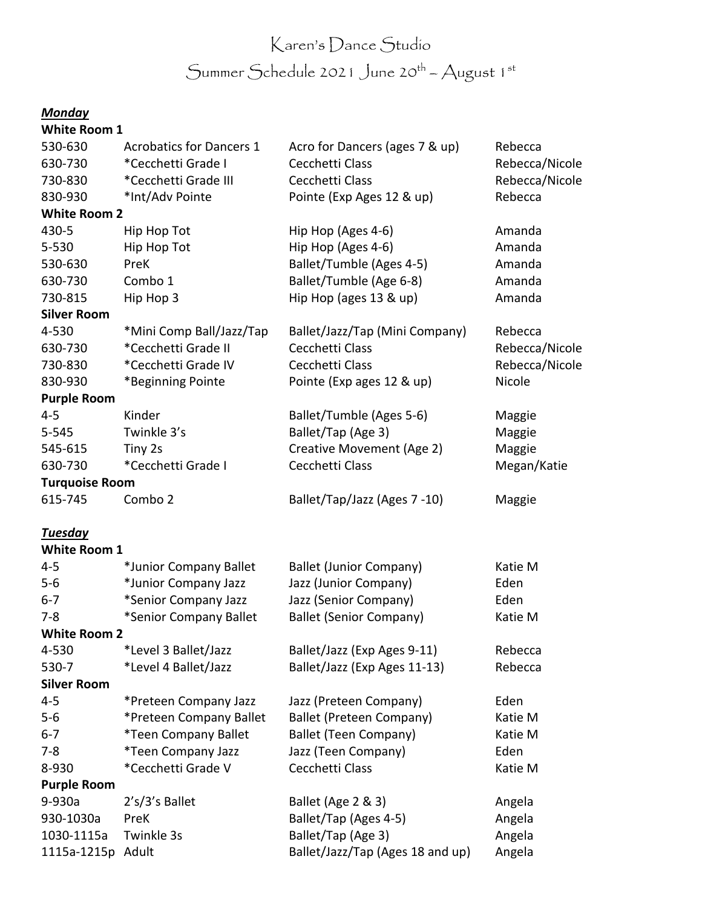# Karen's Dance Studio

## Summer Schedule 2021 June 20th – August 1st

### *Monday*

**White Room 1**

| | | | |
|---|---|---|---|
| 530-630 | Acrobatics for Dancers 1 | Acro for Dancers (ages 7 & up) | Rebecca |
| 630-730 | *Cecchetti Grade I | Cecchetti Class | Rebecca/Nicole |
| 730-830 | *Cecchetti Grade III | Cecchetti Class | Rebecca/Nicole |
| 830-930 | *Int/Adv Pointe | Pointe (Exp Ages 12 & up) | Rebecca |

**White Room 2**

| | | | |
|---|---|---|---|
| 430-5 | Hip Hop Tot | Hip Hop (Ages 4-6) | Amanda |
| 5-530 | Hip Hop Tot | Hip Hop (Ages 4-6) | Amanda |
| 530-630 | PreK | Ballet/Tumble (Ages 4-5) | Amanda |
| 630-730 | Combo 1 | Ballet/Tumble (Age 6-8) | Amanda |
| 730-815 | Hip Hop 3 | Hip Hop (ages 13 & up) | Amanda |

**Silver Room**

| | | | |
|---|---|---|---|
| 4-530 | *Mini Comp Ball/Jazz/Tap | Ballet/Jazz/Tap (Mini Company) | Rebecca |
| 630-730 | *Cecchetti Grade II | Cecchetti Class | Rebecca/Nicole |
| 730-830 | *Cecchetti Grade IV | Cecchetti Class | Rebecca/Nicole |
| 830-930 | *Beginning Pointe | Pointe (Exp ages 12 & up) | Nicole |

**Purple Room**

| | | | |
|---|---|---|---|
| 4-5 | Kinder | Ballet/Tumble (Ages 5-6) | Maggie |
| 5-545 | Twinkle 3's | Ballet/Tap (Age 3) | Maggie |
| 545-615 | Tiny 2s | Creative Movement (Age 2) | Maggie |
| 630-730 | *Cecchetti Grade I | Cecchetti Class | Megan/Katie |

**Turquoise Room**

| | | | |
|---|---|---|---|
| 615-745 | Combo 2 | Ballet/Tap/Jazz (Ages 7 -10) | Maggie |

### *Tuesday*

**White Room 1**

| | | | |
|---|---|---|---|
| 4-5 | *Junior Company Ballet | Ballet (Junior Company) | Katie M |
| 5-6 | *Junior Company Jazz | Jazz (Junior Company) | Eden |
| 6-7 | *Senior Company Jazz | Jazz (Senior Company) | Eden |
| 7-8 | *Senior Company Ballet | Ballet (Senior Company) | Katie M |

**White Room 2**

| | | | |
|---|---|---|---|
| 4-530 | *Level 3 Ballet/Jazz | Ballet/Jazz (Exp Ages 9-11) | Rebecca |
| 530-7 | *Level 4 Ballet/Jazz | Ballet/Jazz (Exp Ages 11-13) | Rebecca |

**Silver Room**

| | | | |
|---|---|---|---|
| 4-5 | *Preteen Company Jazz | Jazz (Preteen Company) | Eden |
| 5-6 | *Preteen Company Ballet | Ballet (Preteen Company) | Katie M |
| 6-7 | *Teen Company Ballet | Ballet (Teen Company) | Katie M |
| 7-8 | *Teen Company Jazz | Jazz (Teen Company) | Eden |
| 8-930 | *Cecchetti Grade V | Cecchetti Class | Katie M |

**Purple Room**

| | | | |
|---|---|---|---|
| 9-930a | 2's/3's Ballet | Ballet (Age 2 & 3) | Angela |
| 930-1030a | PreK | Ballet/Tap (Ages 4-5) | Angela |
| 1030-1115a | Twinkle 3s | Ballet/Tap (Age 3) | Angela |
| 1115a-1215p | Adult | Ballet/Jazz/Tap (Ages 18 and up) | Angela |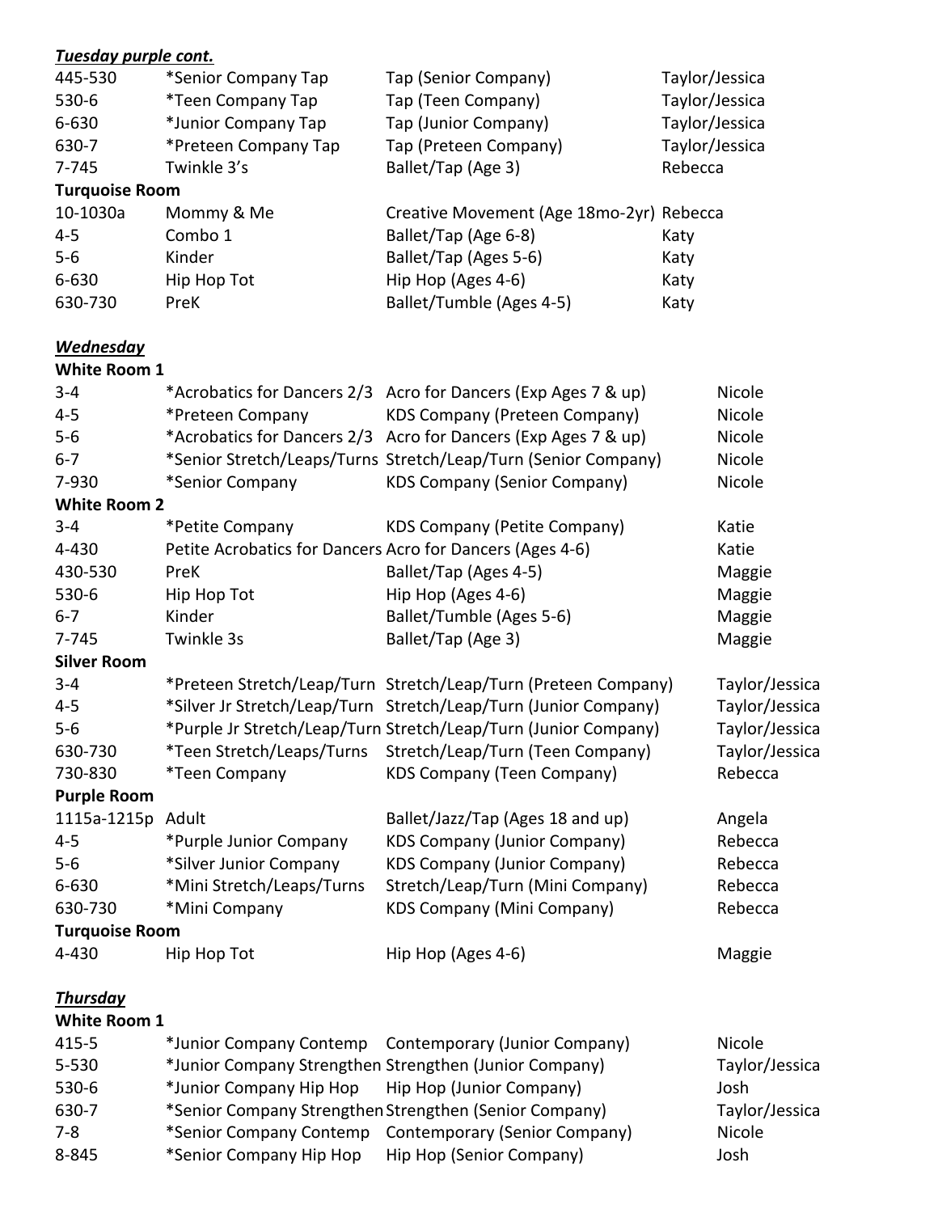***Tuesday purple cont.***

| Time | Class | Description | Instructor |
|---|---|---|---|
| 445-530 | *Senior Company Tap | Tap (Senior Company) | Taylor/Jessica |
| 530-6 | *Teen Company Tap | Tap (Teen Company) | Taylor/Jessica |
| 6-630 | *Junior Company Tap | Tap (Junior Company) | Taylor/Jessica |
| 630-7 | *Preteen Company Tap | Tap (Preteen Company) | Taylor/Jessica |
| 7-745 | Twinkle 3's | Ballet/Tap (Age 3) | Rebecca |

**Turquoise Room**

| Time | Class | Description | Instructor |
|---|---|---|---|
| 10-1030a | Mommy & Me | Creative Movement (Age 18mo-2yr) | Rebecca |
| 4-5 | Combo 1 | Ballet/Tap (Age 6-8) | Katy |
| 5-6 | Kinder | Ballet/Tap (Ages 5-6) | Katy |
| 6-630 | Hip Hop Tot | Hip Hop (Ages 4-6) | Katy |
| 630-730 | PreK | Ballet/Tumble (Ages 4-5) | Katy |

***Wednesday***

**White Room 1**

| Time | Class | Description | Instructor |
|---|---|---|---|
| 3-4 | *Acrobatics for Dancers 2/3 | Acro for Dancers (Exp Ages 7 & up) | Nicole |
| 4-5 | *Preteen Company | KDS Company (Preteen Company) | Nicole |
| 5-6 | *Acrobatics for Dancers 2/3 | Acro for Dancers (Exp Ages 7 & up) | Nicole |
| 6-7 | *Senior Stretch/Leaps/Turns | Stretch/Leap/Turn (Senior Company) | Nicole |
| 7-930 | *Senior Company | KDS Company (Senior Company) | Nicole |

**White Room 2**

| Time | Class | Description | Instructor |
|---|---|---|---|
| 3-4 | *Petite Company | KDS Company (Petite Company) | Katie |
| 4-430 | Petite Acrobatics for Dancers | Acro for Dancers (Ages 4-6) | Katie |
| 430-530 | PreK | Ballet/Tap (Ages 4-5) | Maggie |
| 530-6 | Hip Hop Tot | Hip Hop (Ages 4-6) | Maggie |
| 6-7 | Kinder | Ballet/Tumble (Ages 5-6) | Maggie |
| 7-745 | Twinkle 3s | Ballet/Tap (Age 3) | Maggie |

**Silver Room**

| Time | Class | Description | Instructor |
|---|---|---|---|
| 3-4 | *Preteen Stretch/Leap/Turn | Stretch/Leap/Turn (Preteen Company) | Taylor/Jessica |
| 4-5 | *Silver Jr Stretch/Leap/Turn | Stretch/Leap/Turn (Junior Company) | Taylor/Jessica |
| 5-6 | *Purple Jr Stretch/Leap/Turn | Stretch/Leap/Turn (Junior Company) | Taylor/Jessica |
| 630-730 | *Teen Stretch/Leaps/Turns | Stretch/Leap/Turn (Teen Company) | Taylor/Jessica |
| 730-830 | *Teen Company | KDS Company (Teen Company) | Rebecca |

**Purple Room**

| Time | Class | Description | Instructor |
|---|---|---|---|
| 1115a-1215p | Adult | Ballet/Jazz/Tap (Ages 18 and up) | Angela |
| 4-5 | *Purple Junior Company | KDS Company (Junior Company) | Rebecca |
| 5-6 | *Silver Junior Company | KDS Company (Junior Company) | Rebecca |
| 6-630 | *Mini Stretch/Leaps/Turns | Stretch/Leap/Turn (Mini Company) | Rebecca |
| 630-730 | *Mini Company | KDS Company (Mini Company) | Rebecca |

**Turquoise Room**

| Time | Class | Description | Instructor |
|---|---|---|---|
| 4-430 | Hip Hop Tot | Hip Hop (Ages 4-6) | Maggie |

***Thursday***

**White Room 1**

| Time | Class | Description | Instructor |
|---|---|---|---|
| 415-5 | *Junior Company Contemp | Contemporary (Junior Company) | Nicole |
| 5-530 | *Junior Company Strengthen | Strengthen (Junior Company) | Taylor/Jessica |
| 530-6 | *Junior Company Hip Hop | Hip Hop (Junior Company) | Josh |
| 630-7 | *Senior Company Strengthen | Strengthen (Senior Company) | Taylor/Jessica |
| 7-8 | *Senior Company Contemp | Contemporary (Senior Company) | Nicole |
| 8-845 | *Senior Company Hip Hop | Hip Hop (Senior Company) | Josh |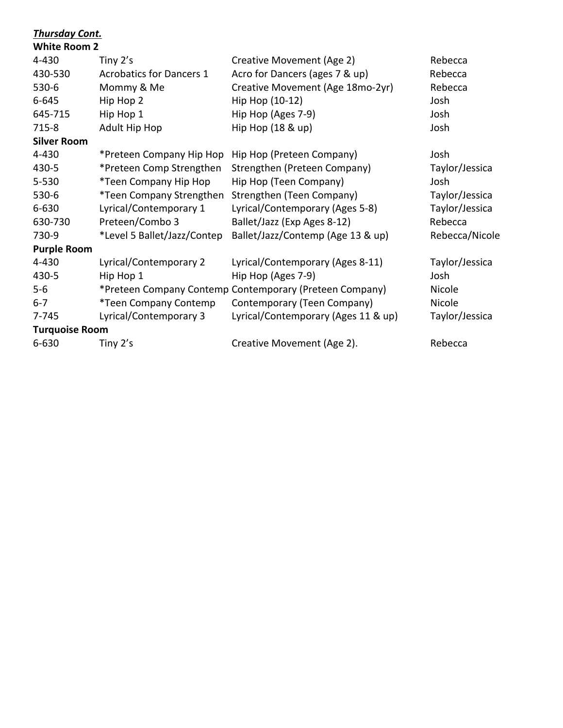***Thursday Cont.***

**White Room 2**

| | | | |
|---|---|---|---|
| 4-430 | Tiny 2's | Creative Movement (Age 2) | Rebecca |
| 430-530 | Acrobatics for Dancers 1 | Acro for Dancers (ages 7 & up) | Rebecca |
| 530-6 | Mommy & Me | Creative Movement (Age 18mo-2yr) | Rebecca |
| 6-645 | Hip Hop 2 | Hip Hop (10-12) | Josh |
| 645-715 | Hip Hop 1 | Hip Hop (Ages 7-9) | Josh |
| 715-8 | Adult Hip Hop | Hip Hop (18 & up) | Josh |

**Silver Room**

| | | | |
|---|---|---|---|
| 4-430 | *Preteen Company Hip Hop | Hip Hop (Preteen Company) | Josh |
| 430-5 | *Preteen Comp Strengthen | Strengthen (Preteen Company) | Taylor/Jessica |
| 5-530 | *Teen Company Hip Hop | Hip Hop (Teen Company) | Josh |
| 530-6 | *Teen Company Strengthen | Strengthen (Teen Company) | Taylor/Jessica |
| 6-630 | Lyrical/Contemporary 1 | Lyrical/Contemporary (Ages 5-8) | Taylor/Jessica |
| 630-730 | Preteen/Combo 3 | Ballet/Jazz (Exp Ages 8-12) | Rebecca |
| 730-9 | *Level 5 Ballet/Jazz/Contep | Ballet/Jazz/Contemp (Age 13 & up) | Rebecca/Nicole |

**Purple Room**

| | | | |
|---|---|---|---|
| 4-430 | Lyrical/Contemporary 2 | Lyrical/Contemporary (Ages 8-11) | Taylor/Jessica |
| 430-5 | Hip Hop 1 | Hip Hop (Ages 7-9) | Josh |
| 5-6 | *Preteen Company Contemp | Contemporary (Preteen Company) | Nicole |
| 6-7 | *Teen Company Contemp | Contemporary (Teen Company) | Nicole |
| 7-745 | Lyrical/Contemporary 3 | Lyrical/Contemporary (Ages 11 & up) | Taylor/Jessica |

**Turquoise Room**

| | | | |
|---|---|---|---|
| 6-630 | Tiny 2's | Creative Movement (Age 2). | Rebecca |